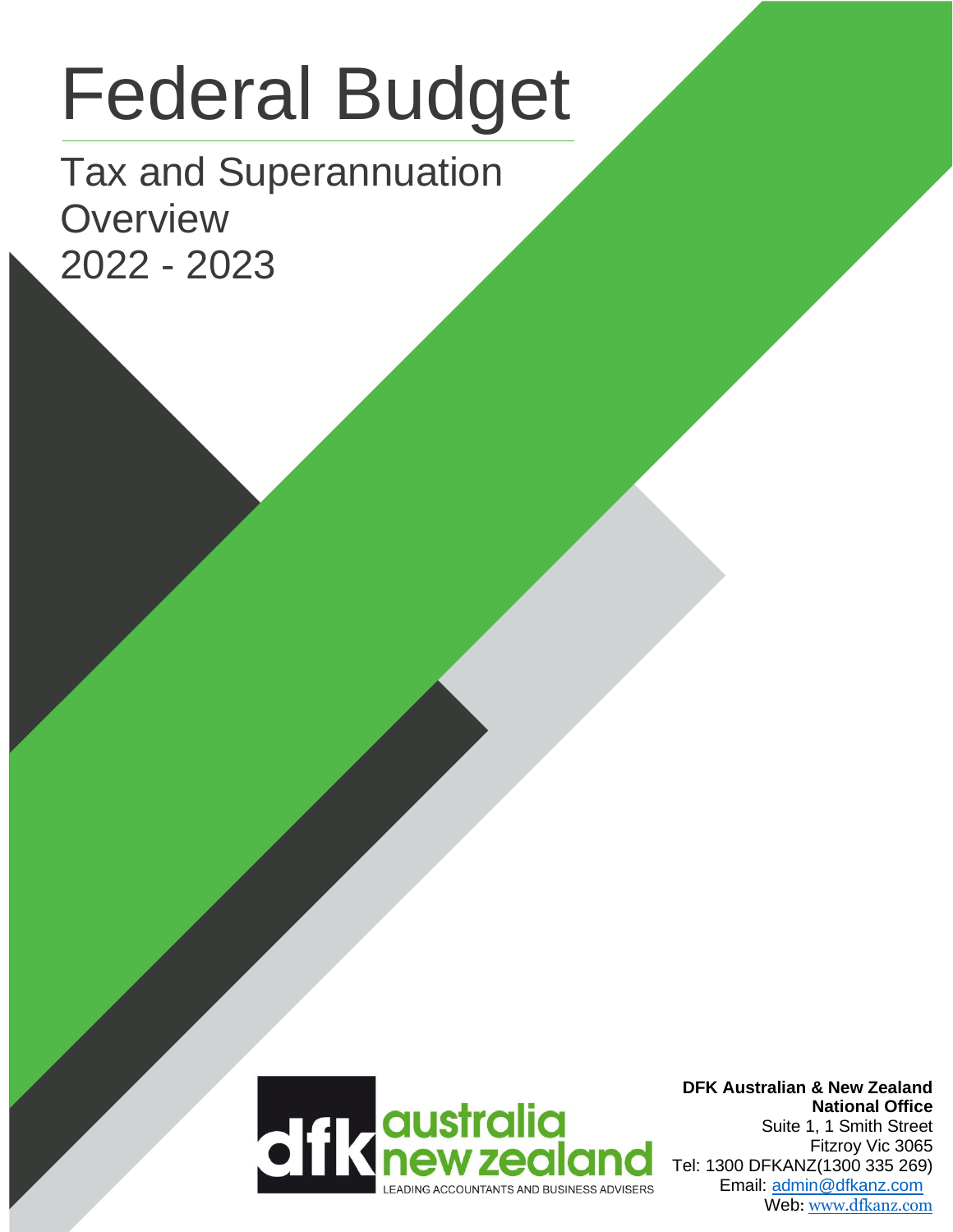# Federal Budget

## Tax and Superannuation Overview 2022 - 2023

dfk australia new zealand
LEADING ACCOUNTANTS AND BUSINESS ADVISERS

**DFK Australian & New Zealand National Office**
Suite 1, 1 Smith Street
Fitzroy Vic 3065
Tel: 1300 DFKANZ(1300 335 269)
Email: admin@dfkanz.com
Web: www.dfkanz.com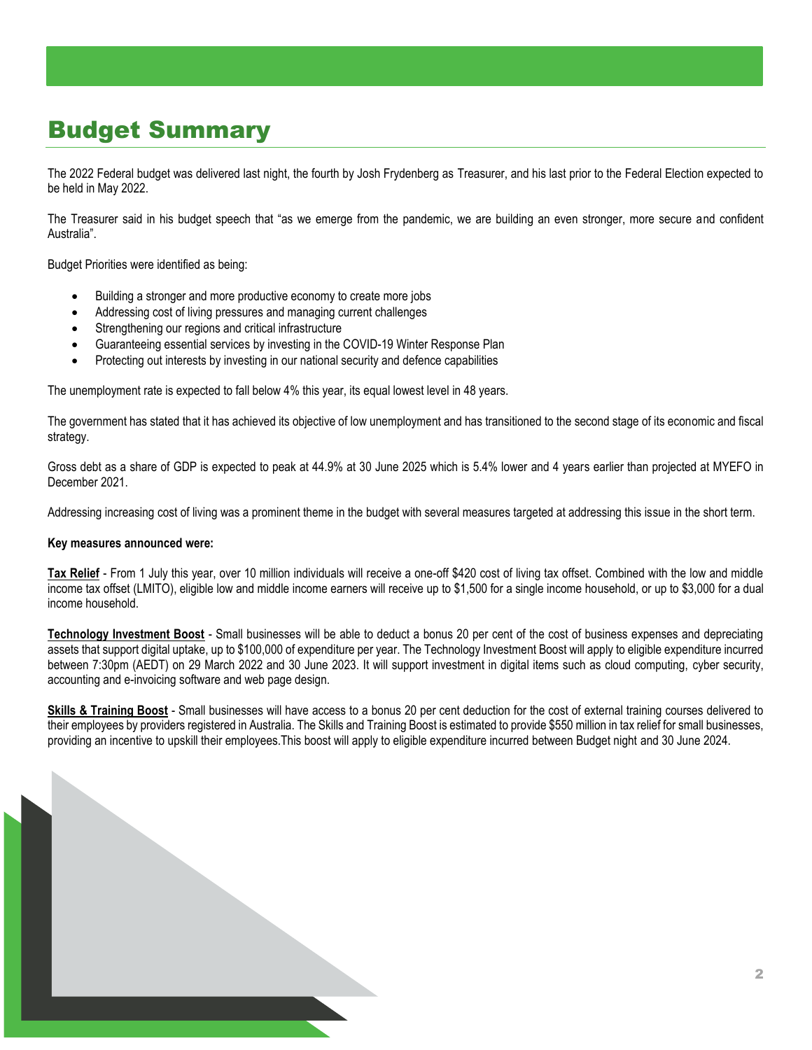# Budget Summary

The 2022 Federal budget was delivered last night, the fourth by Josh Frydenberg as Treasurer, and his last prior to the Federal Election expected to be held in May 2022.

The Treasurer said in his budget speech that "as we emerge from the pandemic, we are building an even stronger, more secure and confident Australia".

Budget Priorities were identified as being:

- Building a stronger and more productive economy to create more jobs
- Addressing cost of living pressures and managing current challenges
- Strengthening our regions and critical infrastructure
- Guaranteeing essential services by investing in the COVID-19 Winter Response Plan
- Protecting out interests by investing in our national security and defence capabilities

The unemployment rate is expected to fall below 4% this year, its equal lowest level in 48 years.

The government has stated that it has achieved its objective of low unemployment and has transitioned to the second stage of its economic and fiscal strategy.

Gross debt as a share of GDP is expected to peak at 44.9% at 30 June 2025 which is 5.4% lower and 4 years earlier than projected at MYEFO in December 2021.

Addressing increasing cost of living was a prominent theme in the budget with several measures targeted at addressing this issue in the short term.

**Key measures announced were:**

**Tax Relief** - From 1 July this year, over 10 million individuals will receive a one-off $420 cost of living tax offset. Combined with the low and middle income tax offset (LMITO), eligible low and middle income earners will receive up to $1,500 for a single income household, or up to $3,000 for a dual income household.

**Technology Investment Boost** - Small businesses will be able to deduct a bonus 20 per cent of the cost of business expenses and depreciating assets that support digital uptake, up to $100,000 of expenditure per year. The Technology Investment Boost will apply to eligible expenditure incurred between 7:30pm (AEDT) on 29 March 2022 and 30 June 2023. It will support investment in digital items such as cloud computing, cyber security, accounting and e-invoicing software and web page design.

**Skills & Training Boost** - Small businesses will have access to a bonus 20 per cent deduction for the cost of external training courses delivered to their employees by providers registered in Australia. The Skills and Training Boost is estimated to provide $550 million in tax relief for small businesses, providing an incentive to upskill their employees.This boost will apply to eligible expenditure incurred between Budget night and 30 June 2024.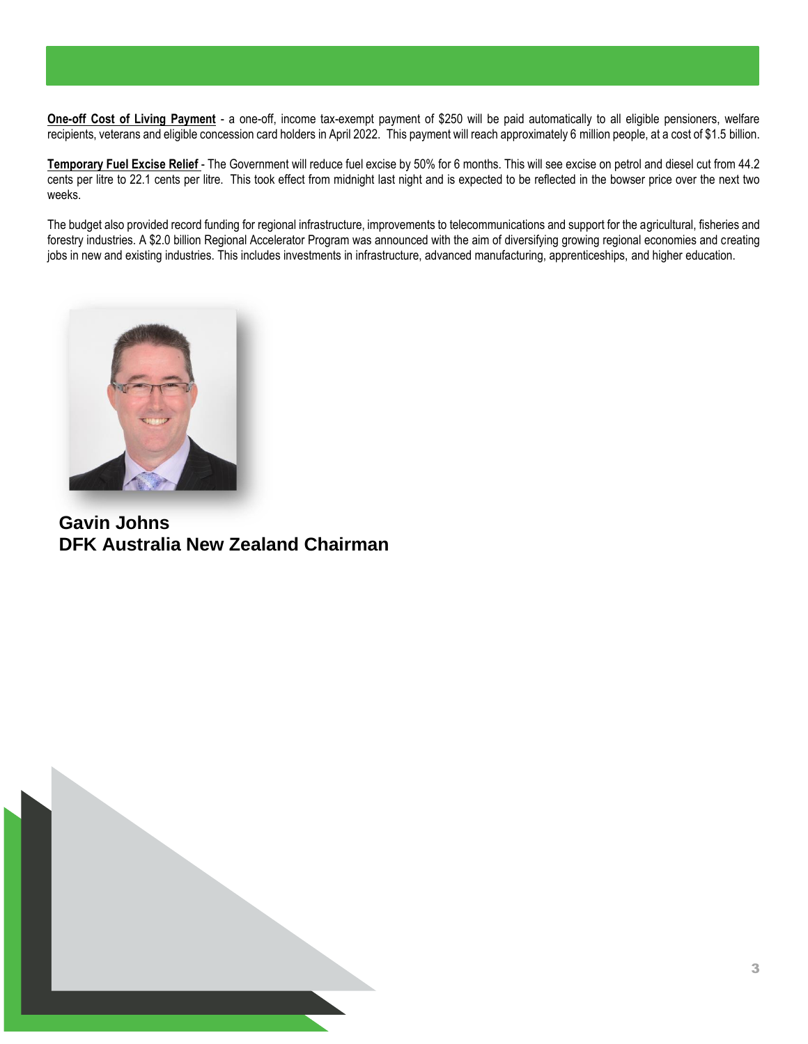**One-off Cost of Living Payment** - a one-off, income tax-exempt payment of $250 will be paid automatically to all eligible pensioners, welfare recipients, veterans and eligible concession card holders in April 2022. This payment will reach approximately 6 million people, at a cost of $1.5 billion.

**Temporary Fuel Excise Relief** - The Government will reduce fuel excise by 50% for 6 months. This will see excise on petrol and diesel cut from 44.2 cents per litre to 22.1 cents per litre. This took effect from midnight last night and is expected to be reflected in the bowser price over the next two weeks.

The budget also provided record funding for regional infrastructure, improvements to telecommunications and support for the agricultural, fisheries and forestry industries. A $2.0 billion Regional Accelerator Program was announced with the aim of diversifying growing regional economies and creating jobs in new and existing industries. This includes investments in infrastructure, advanced manufacturing, apprenticeships, and higher education.

**Gavin Johns**
**DFK Australia New Zealand Chairman**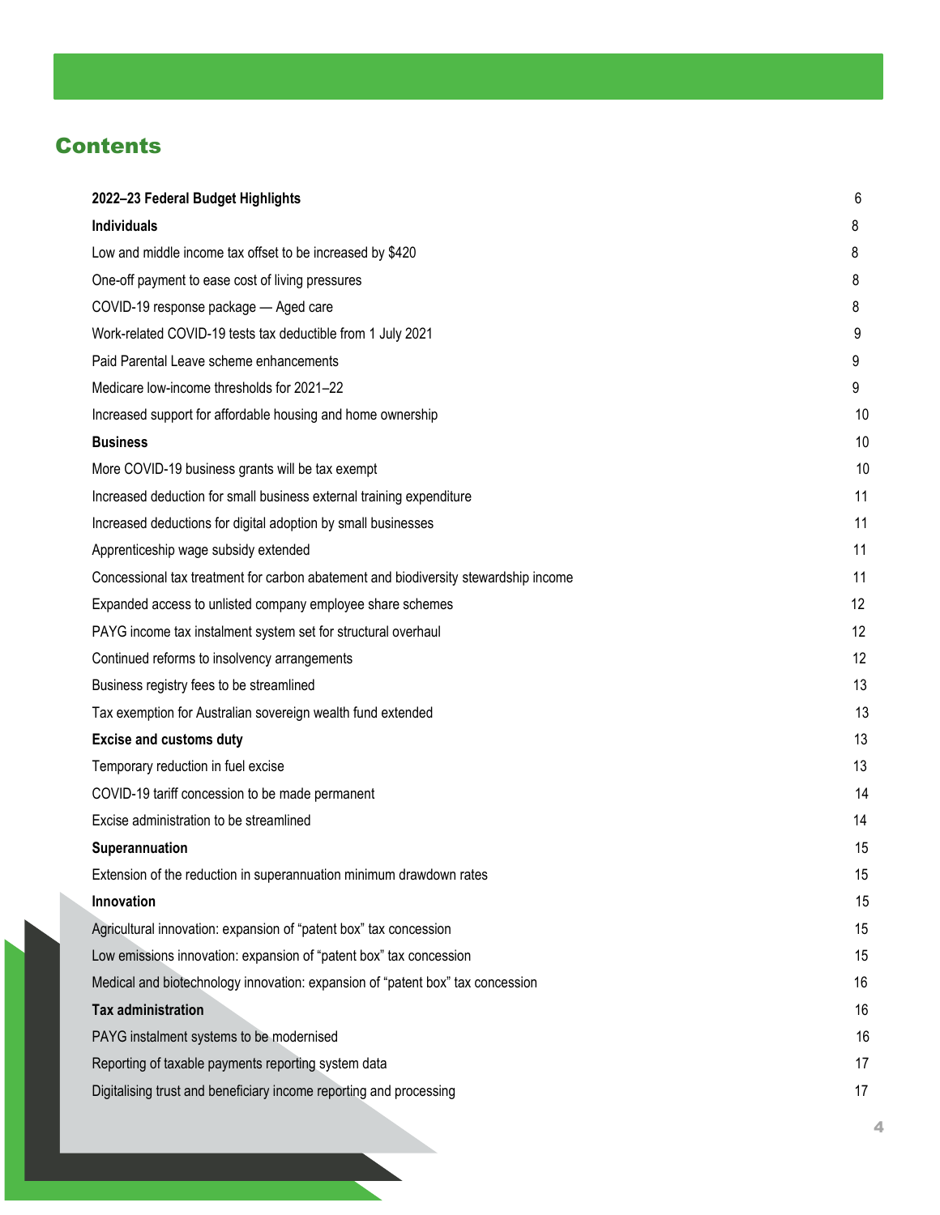## Contents

| | |
|---|---|
| **2022–23 Federal Budget Highlights** | 6 |
| **Individuals** | 8 |
| Low and middle income tax offset to be increased by $420 | 8 |
| One-off payment to ease cost of living pressures | 8 |
| COVID-19 response package — Aged care | 8 |
| Work-related COVID-19 tests tax deductible from 1 July 2021 | 9 |
| Paid Parental Leave scheme enhancements | 9 |
| Medicare low-income thresholds for 2021–22 | 9 |
| Increased support for affordable housing and home ownership | 10 |
| **Business** | 10 |
| More COVID-19 business grants will be tax exempt | 10 |
| Increased deduction for small business external training expenditure | 11 |
| Increased deductions for digital adoption by small businesses | 11 |
| Apprenticeship wage subsidy extended | 11 |
| Concessional tax treatment for carbon abatement and biodiversity stewardship income | 11 |
| Expanded access to unlisted company employee share schemes | 12 |
| PAYG income tax instalment system set for structural overhaul | 12 |
| Continued reforms to insolvency arrangements | 12 |
| Business registry fees to be streamlined | 13 |
| Tax exemption for Australian sovereign wealth fund extended | 13 |
| **Excise and customs duty** | 13 |
| Temporary reduction in fuel excise | 13 |
| COVID-19 tariff concession to be made permanent | 14 |
| Excise administration to be streamlined | 14 |
| **Superannuation** | 15 |
| Extension of the reduction in superannuation minimum drawdown rates | 15 |
| **Innovation** | 15 |
| Agricultural innovation: expansion of "patent box" tax concession | 15 |
| Low emissions innovation: expansion of "patent box" tax concession | 15 |
| Medical and biotechnology innovation: expansion of "patent box" tax concession | 16 |
| **Tax administration** | 16 |
| PAYG instalment systems to be modernised | 16 |
| Reporting of taxable payments reporting system data | 17 |
| Digitalising trust and beneficiary income reporting and processing | 17 |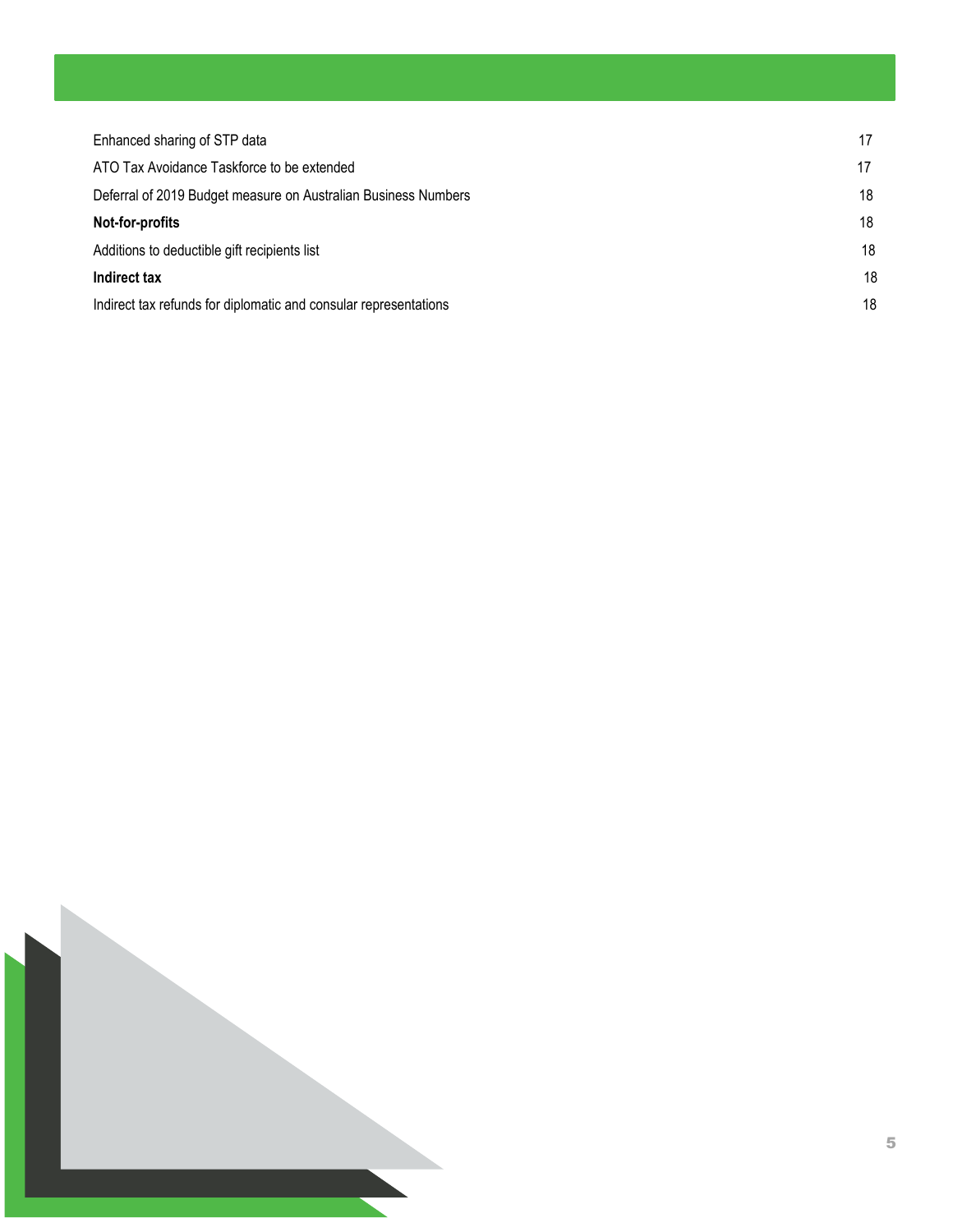| | |
|---|---|
| Enhanced sharing of STP data | 17 |
| ATO Tax Avoidance Taskforce to be extended | 17 |
| Deferral of 2019 Budget measure on Australian Business Numbers | 18 |
| **Not-for-profits** | 18 |
| Additions to deductible gift recipients list | 18 |
| **Indirect tax** | 18 |
| Indirect tax refunds for diplomatic and consular representations | 18 |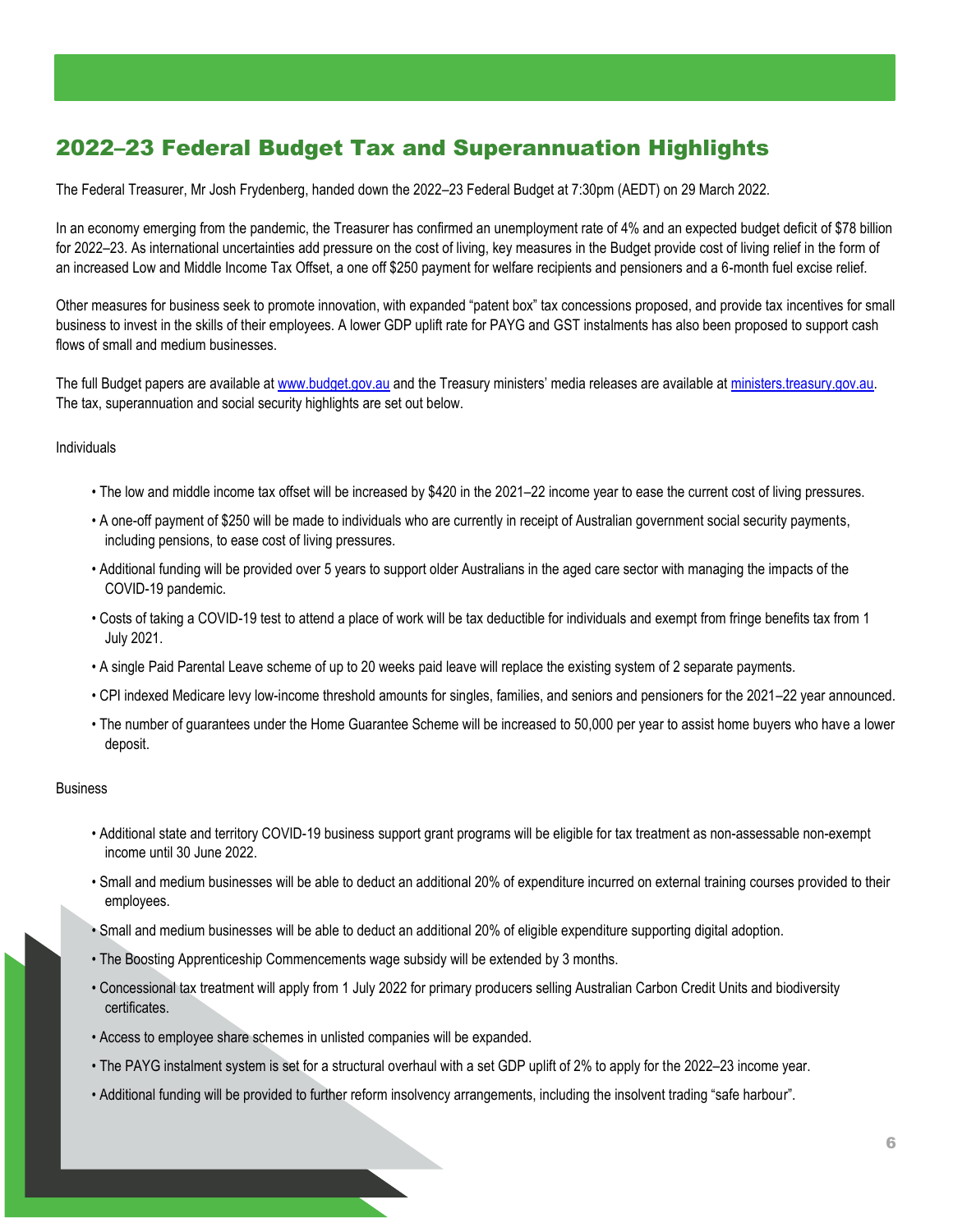## 2022–23 Federal Budget Tax and Superannuation Highlights

The Federal Treasurer, Mr Josh Frydenberg, handed down the 2022–23 Federal Budget at 7:30pm (AEDT) on 29 March 2022.

In an economy emerging from the pandemic, the Treasurer has confirmed an unemployment rate of 4% and an expected budget deficit of $78 billion for 2022–23. As international uncertainties add pressure on the cost of living, key measures in the Budget provide cost of living relief in the form of an increased Low and Middle Income Tax Offset, a one off $250 payment for welfare recipients and pensioners and a 6-month fuel excise relief.

Other measures for business seek to promote innovation, with expanded "patent box" tax concessions proposed, and provide tax incentives for small business to invest in the skills of their employees. A lower GDP uplift rate for PAYG and GST instalments has also been proposed to support cash flows of small and medium businesses.

The full Budget papers are available at [www.budget.gov.au](http://www.budget.gov.au) and the Treasury ministers' media releases are available at [ministers.treasury.gov.au](http://ministers.treasury.gov.au). The tax, superannuation and social security highlights are set out below.

Individuals

- The low and middle income tax offset will be increased by $420 in the 2021–22 income year to ease the current cost of living pressures.
- A one-off payment of $250 will be made to individuals who are currently in receipt of Australian government social security payments, including pensions, to ease cost of living pressures.
- Additional funding will be provided over 5 years to support older Australians in the aged care sector with managing the impacts of the COVID-19 pandemic.
- Costs of taking a COVID-19 test to attend a place of work will be tax deductible for individuals and exempt from fringe benefits tax from 1 July 2021.
- A single Paid Parental Leave scheme of up to 20 weeks paid leave will replace the existing system of 2 separate payments.
- CPI indexed Medicare levy low-income threshold amounts for singles, families, and seniors and pensioners for the 2021–22 year announced.
- The number of guarantees under the Home Guarantee Scheme will be increased to 50,000 per year to assist home buyers who have a lower deposit.

Business

- Additional state and territory COVID-19 business support grant programs will be eligible for tax treatment as non-assessable non-exempt income until 30 June 2022.
- Small and medium businesses will be able to deduct an additional 20% of expenditure incurred on external training courses provided to their employees.
- Small and medium businesses will be able to deduct an additional 20% of eligible expenditure supporting digital adoption.
- The Boosting Apprenticeship Commencements wage subsidy will be extended by 3 months.
- Concessional tax treatment will apply from 1 July 2022 for primary producers selling Australian Carbon Credit Units and biodiversity certificates.
- Access to employee share schemes in unlisted companies will be expanded.
- The PAYG instalment system is set for a structural overhaul with a set GDP uplift of 2% to apply for the 2022–23 income year.
- Additional funding will be provided to further reform insolvency arrangements, including the insolvent trading "safe harbour".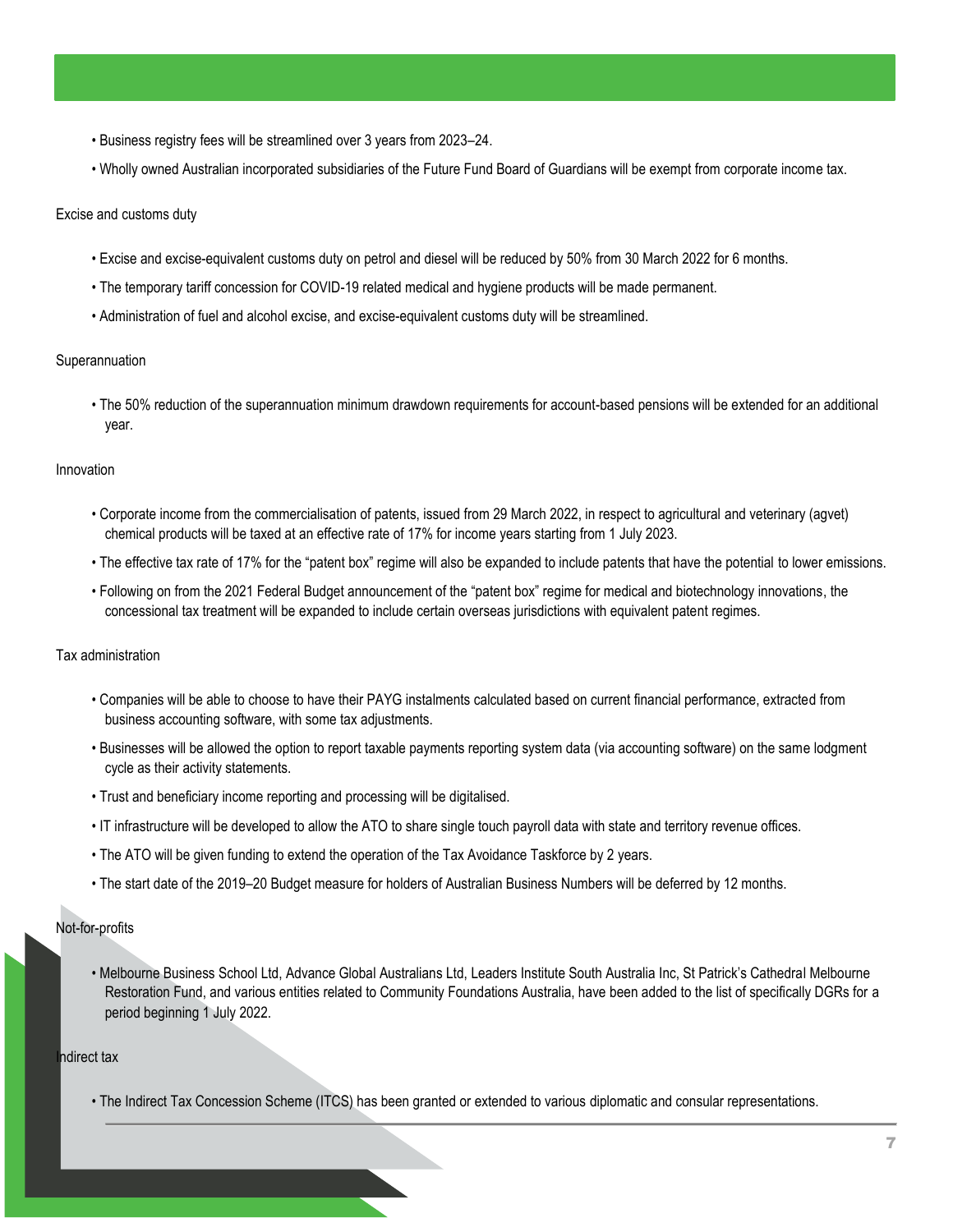- Business registry fees will be streamlined over 3 years from 2023–24.
- Wholly owned Australian incorporated subsidiaries of the Future Fund Board of Guardians will be exempt from corporate income tax.

### Excise and customs duty

- Excise and excise-equivalent customs duty on petrol and diesel will be reduced by 50% from 30 March 2022 for 6 months.
- The temporary tariff concession for COVID-19 related medical and hygiene products will be made permanent.
- Administration of fuel and alcohol excise, and excise-equivalent customs duty will be streamlined.

### Superannuation

- The 50% reduction of the superannuation minimum drawdown requirements for account-based pensions will be extended for an additional year.

### Innovation

- Corporate income from the commercialisation of patents, issued from 29 March 2022, in respect to agricultural and veterinary (agvet) chemical products will be taxed at an effective rate of 17% for income years starting from 1 July 2023.
- The effective tax rate of 17% for the "patent box" regime will also be expanded to include patents that have the potential to lower emissions.
- Following on from the 2021 Federal Budget announcement of the "patent box" regime for medical and biotechnology innovations, the concessional tax treatment will be expanded to include certain overseas jurisdictions with equivalent patent regimes.

### Tax administration

- Companies will be able to choose to have their PAYG instalments calculated based on current financial performance, extracted from business accounting software, with some tax adjustments.
- Businesses will be allowed the option to report taxable payments reporting system data (via accounting software) on the same lodgment cycle as their activity statements.
- Trust and beneficiary income reporting and processing will be digitalised.
- IT infrastructure will be developed to allow the ATO to share single touch payroll data with state and territory revenue offices.
- The ATO will be given funding to extend the operation of the Tax Avoidance Taskforce by 2 years.
- The start date of the 2019–20 Budget measure for holders of Australian Business Numbers will be deferred by 12 months.

### Not-for-profits

- Melbourne Business School Ltd, Advance Global Australians Ltd, Leaders Institute South Australia Inc, St Patrick's Cathedral Melbourne Restoration Fund, and various entities related to Community Foundations Australia, have been added to the list of specifically DGRs for a period beginning 1 July 2022.

### Indirect tax

- The Indirect Tax Concession Scheme (ITCS) has been granted or extended to various diplomatic and consular representations.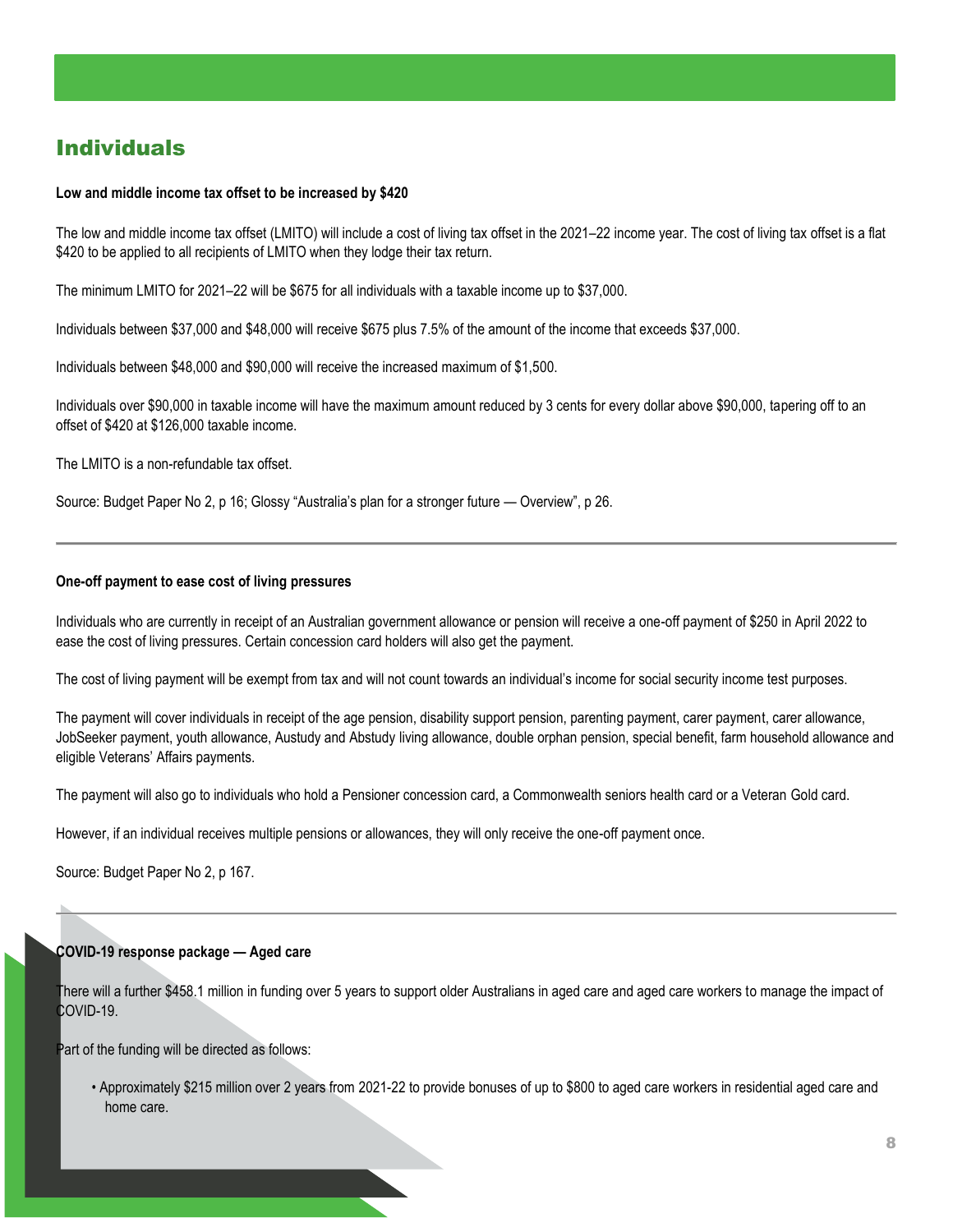## Individuals

**Low and middle income tax offset to be increased by $420**

The low and middle income tax offset (LMITO) will include a cost of living tax offset in the 2021–22 income year. The cost of living tax offset is a flat $420 to be applied to all recipients of LMITO when they lodge their tax return.

The minimum LMITO for 2021–22 will be $675 for all individuals with a taxable income up to $37,000.

Individuals between $37,000 and $48,000 will receive $675 plus 7.5% of the amount of the income that exceeds $37,000.

Individuals between $48,000 and $90,000 will receive the increased maximum of $1,500.

Individuals over $90,000 in taxable income will have the maximum amount reduced by 3 cents for every dollar above $90,000, tapering off to an offset of $420 at $126,000 taxable income.

The LMITO is a non-refundable tax offset.

Source: Budget Paper No 2, p 16; Glossy "Australia's plan for a stronger future — Overview", p 26.

---

**One-off payment to ease cost of living pressures**

Individuals who are currently in receipt of an Australian government allowance or pension will receive a one-off payment of $250 in April 2022 to ease the cost of living pressures. Certain concession card holders will also get the payment.

The cost of living payment will be exempt from tax and will not count towards an individual's income for social security income test purposes.

The payment will cover individuals in receipt of the age pension, disability support pension, parenting payment, carer payment, carer allowance, JobSeeker payment, youth allowance, Austudy and Abstudy living allowance, double orphan pension, special benefit, farm household allowance and eligible Veterans' Affairs payments.

The payment will also go to individuals who hold a Pensioner concession card, a Commonwealth seniors health card or a Veteran Gold card.

However, if an individual receives multiple pensions or allowances, they will only receive the one-off payment once.

Source: Budget Paper No 2, p 167.

---

**COVID-19 response package — Aged care**

There will a further $458.1 million in funding over 5 years to support older Australians in aged care and aged care workers to manage the impact of COVID-19.

Part of the funding will be directed as follows:

- Approximately $215 million over 2 years from 2021-22 to provide bonuses of up to $800 to aged care workers in residential aged care and home care.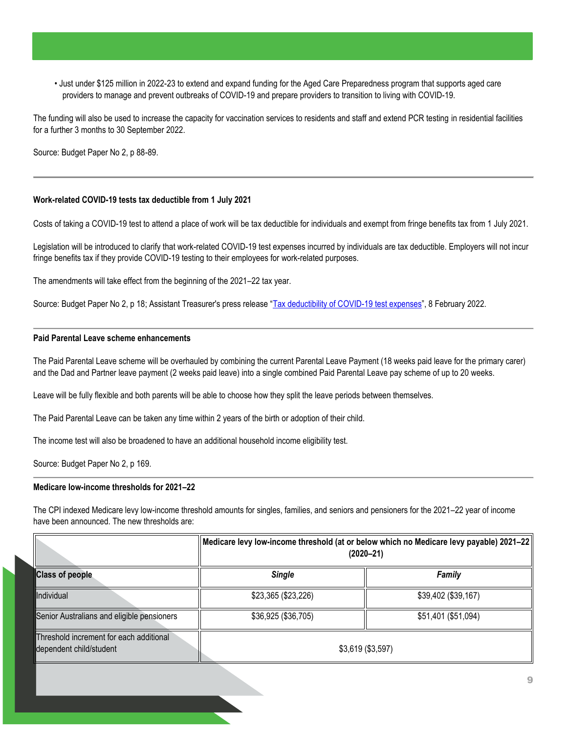- Just under $125 million in 2022-23 to extend and expand funding for the Aged Care Preparedness program that supports aged care providers to manage and prevent outbreaks of COVID-19 and prepare providers to transition to living with COVID-19.

The funding will also be used to increase the capacity for vaccination services to residents and staff and extend PCR testing in residential facilities for a further 3 months to 30 September 2022.

Source: Budget Paper No 2, p 88-89.

---

**Work-related COVID-19 tests tax deductible from 1 July 2021**

Costs of taking a COVID-19 test to attend a place of work will be tax deductible for individuals and exempt from fringe benefits tax from 1 July 2021.

Legislation will be introduced to clarify that work-related COVID-19 test expenses incurred by individuals are tax deductible. Employers will not incur fringe benefits tax if they provide COVID-19 testing to their employees for work-related purposes.

The amendments will take effect from the beginning of the 2021–22 tax year.

Source: Budget Paper No 2, p 18; Assistant Treasurer's press release "Tax deductibility of COVID-19 test expenses", 8 February 2022.

---

**Paid Parental Leave scheme enhancements**

The Paid Parental Leave scheme will be overhauled by combining the current Parental Leave Payment (18 weeks paid leave for the primary carer) and the Dad and Partner leave payment (2 weeks paid leave) into a single combined Paid Parental Leave pay scheme of up to 20 weeks.

Leave will be fully flexible and both parents will be able to choose how they split the leave periods between themselves.

The Paid Parental Leave can be taken any time within 2 years of the birth or adoption of their child.

The income test will also be broadened to have an additional household income eligibility test.

Source: Budget Paper No 2, p 169.

---

**Medicare low-income thresholds for 2021–22**

The CPI indexed Medicare levy low-income threshold amounts for singles, families, and seniors and pensioners for the 2021–22 year of income have been announced. The new thresholds are:

| | **Medicare levy low-income threshold (at or below which no Medicare levy payable) 2021–22 (2020–21)** | |
|---|---|---|
| **Class of people** | ***Single*** | ***Family*** |
| Individual | $23,365 ($23,226) | $39,402 ($39,167) |
| Senior Australians and eligible pensioners | $36,925 ($36,705) | $51,401 ($51,094) |
| Threshold increment for each additional dependent child/student | $3,619 ($3,597) | |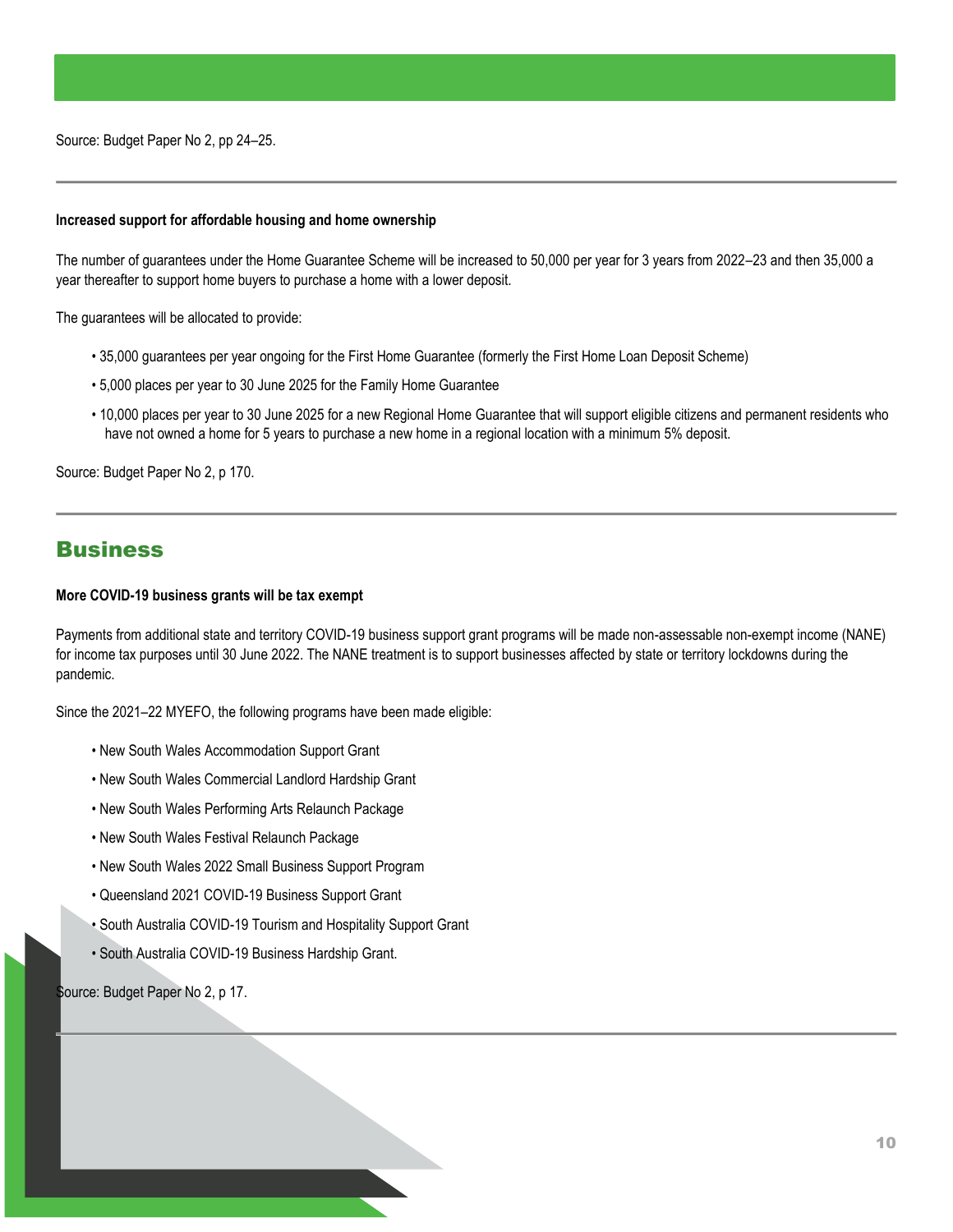Source: Budget Paper No 2, pp 24–25.

---

**Increased support for affordable housing and home ownership**

The number of guarantees under the Home Guarantee Scheme will be increased to 50,000 per year for 3 years from 2022–23 and then 35,000 a year thereafter to support home buyers to purchase a home with a lower deposit.

The guarantees will be allocated to provide:

- 35,000 guarantees per year ongoing for the First Home Guarantee (formerly the First Home Loan Deposit Scheme)
- 5,000 places per year to 30 June 2025 for the Family Home Guarantee
- 10,000 places per year to 30 June 2025 for a new Regional Home Guarantee that will support eligible citizens and permanent residents who have not owned a home for 5 years to purchase a new home in a regional location with a minimum 5% deposit.

Source: Budget Paper No 2, p 170.

---

## Business

**More COVID-19 business grants will be tax exempt**

Payments from additional state and territory COVID-19 business support grant programs will be made non-assessable non-exempt income (NANE) for income tax purposes until 30 June 2022. The NANE treatment is to support businesses affected by state or territory lockdowns during the pandemic.

Since the 2021–22 MYEFO, the following programs have been made eligible:

- New South Wales Accommodation Support Grant
- New South Wales Commercial Landlord Hardship Grant
- New South Wales Performing Arts Relaunch Package
- New South Wales Festival Relaunch Package
- New South Wales 2022 Small Business Support Program
- Queensland 2021 COVID-19 Business Support Grant
- South Australia COVID-19 Tourism and Hospitality Support Grant
- South Australia COVID-19 Business Hardship Grant.

Source: Budget Paper No 2, p 17.

---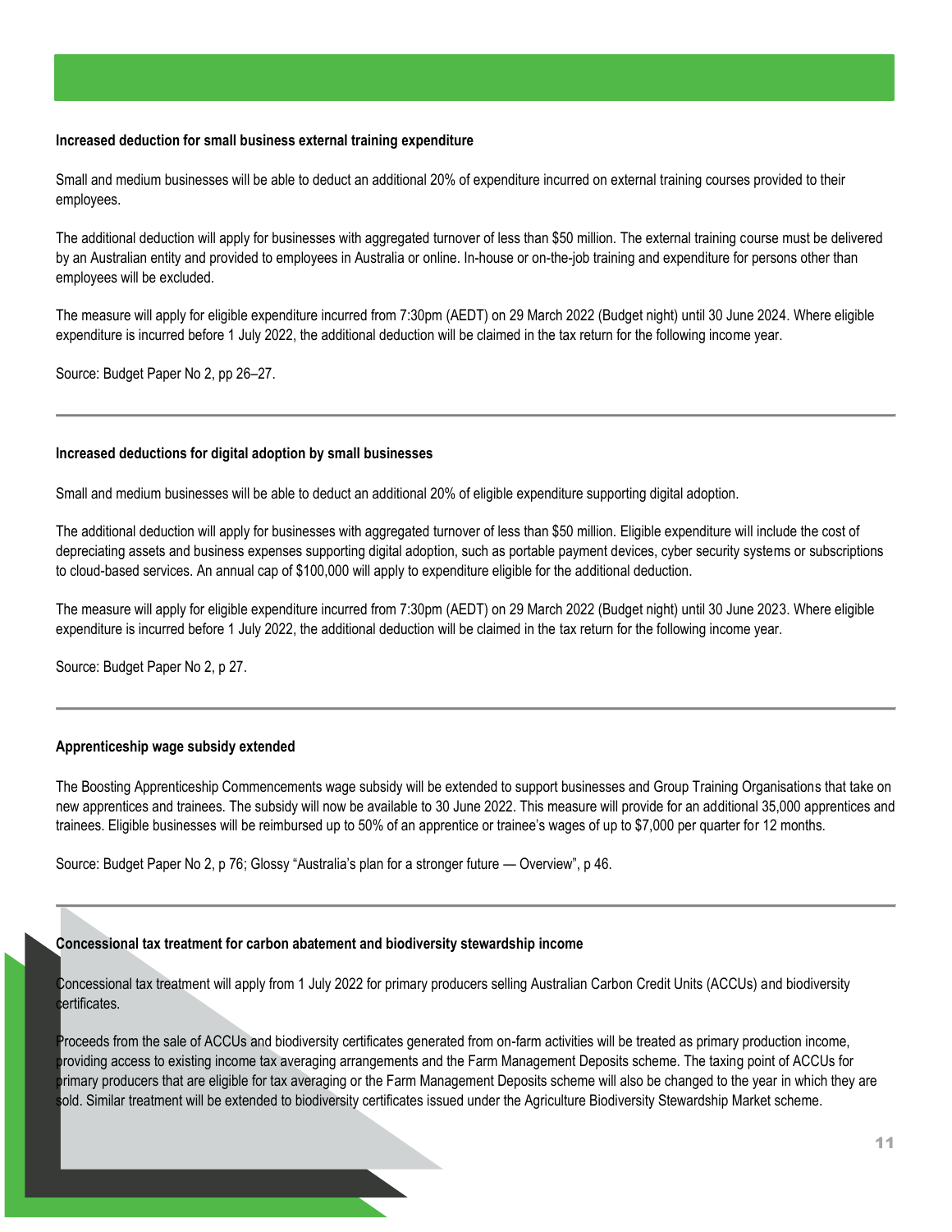### Increased deduction for small business external training expenditure

Small and medium businesses will be able to deduct an additional 20% of expenditure incurred on external training courses provided to their employees.

The additional deduction will apply for businesses with aggregated turnover of less than $50 million. The external training course must be delivered by an Australian entity and provided to employees in Australia or online. In-house or on-the-job training and expenditure for persons other than employees will be excluded.

The measure will apply for eligible expenditure incurred from 7:30pm (AEDT) on 29 March 2022 (Budget night) until 30 June 2024. Where eligible expenditure is incurred before 1 July 2022, the additional deduction will be claimed in the tax return for the following income year.

Source: Budget Paper No 2, pp 26–27.

---

### Increased deductions for digital adoption by small businesses

Small and medium businesses will be able to deduct an additional 20% of eligible expenditure supporting digital adoption.

The additional deduction will apply for businesses with aggregated turnover of less than $50 million. Eligible expenditure will include the cost of depreciating assets and business expenses supporting digital adoption, such as portable payment devices, cyber security systems or subscriptions to cloud-based services. An annual cap of $100,000 will apply to expenditure eligible for the additional deduction.

The measure will apply for eligible expenditure incurred from 7:30pm (AEDT) on 29 March 2022 (Budget night) until 30 June 2023. Where eligible expenditure is incurred before 1 July 2022, the additional deduction will be claimed in the tax return for the following income year.

Source: Budget Paper No 2, p 27.

---

### Apprenticeship wage subsidy extended

The Boosting Apprenticeship Commencements wage subsidy will be extended to support businesses and Group Training Organisations that take on new apprentices and trainees. The subsidy will now be available to 30 June 2022. This measure will provide for an additional 35,000 apprentices and trainees. Eligible businesses will be reimbursed up to 50% of an apprentice or trainee's wages of up to $7,000 per quarter for 12 months.

Source: Budget Paper No 2, p 76; Glossy "Australia's plan for a stronger future — Overview", p 46.

---

### Concessional tax treatment for carbon abatement and biodiversity stewardship income

Concessional tax treatment will apply from 1 July 2022 for primary producers selling Australian Carbon Credit Units (ACCUs) and biodiversity certificates.

Proceeds from the sale of ACCUs and biodiversity certificates generated from on-farm activities will be treated as primary production income, providing access to existing income tax averaging arrangements and the Farm Management Deposits scheme. The taxing point of ACCUs for primary producers that are eligible for tax averaging or the Farm Management Deposits scheme will also be changed to the year in which they are sold. Similar treatment will be extended to biodiversity certificates issued under the Agriculture Biodiversity Stewardship Market scheme.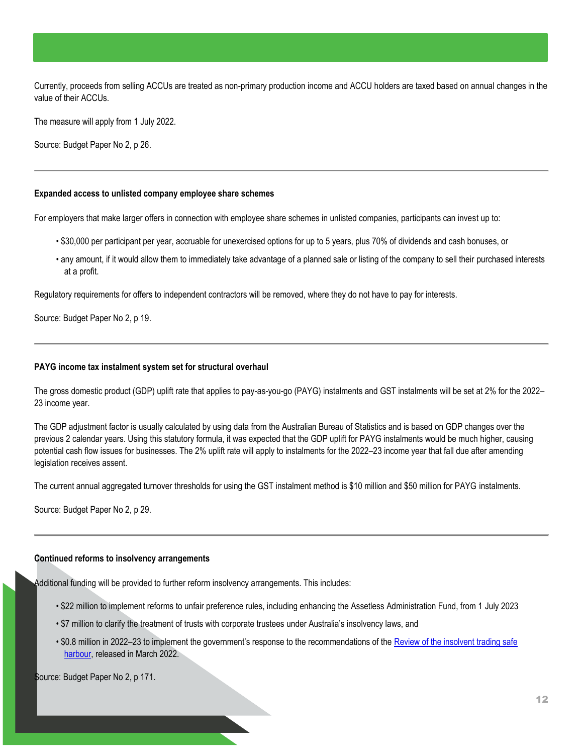Currently, proceeds from selling ACCUs are treated as non-primary production income and ACCU holders are taxed based on annual changes in the value of their ACCUs.

The measure will apply from 1 July 2022.

Source: Budget Paper No 2, p 26.

---

**Expanded access to unlisted company employee share schemes**

For employers that make larger offers in connection with employee share schemes in unlisted companies, participants can invest up to:

- $30,000 per participant per year, accruable for unexercised options for up to 5 years, plus 70% of dividends and cash bonuses, or
- any amount, if it would allow them to immediately take advantage of a planned sale or listing of the company to sell their purchased interests at a profit.

Regulatory requirements for offers to independent contractors will be removed, where they do not have to pay for interests.

Source: Budget Paper No 2, p 19.

---

**PAYG income tax instalment system set for structural overhaul**

The gross domestic product (GDP) uplift rate that applies to pay-as-you-go (PAYG) instalments and GST instalments will be set at 2% for the 2022–23 income year.

The GDP adjustment factor is usually calculated by using data from the Australian Bureau of Statistics and is based on GDP changes over the previous 2 calendar years. Using this statutory formula, it was expected that the GDP uplift for PAYG instalments would be much higher, causing potential cash flow issues for businesses. The 2% uplift rate will apply to instalments for the 2022–23 income year that fall due after amending legislation receives assent.

The current annual aggregated turnover thresholds for using the GST instalment method is $10 million and $50 million for PAYG instalments.

Source: Budget Paper No 2, p 29.

---

**Continued reforms to insolvency arrangements**

Additional funding will be provided to further reform insolvency arrangements. This includes:

- $22 million to implement reforms to unfair preference rules, including enhancing the Assetless Administration Fund, from 1 July 2023
- $7 million to clarify the treatment of trusts with corporate trustees under Australia's insolvency laws, and
- $0.8 million in 2022–23 to implement the government's response to the recommendations of the Review of the insolvent trading safe harbour, released in March 2022.

Source: Budget Paper No 2, p 171.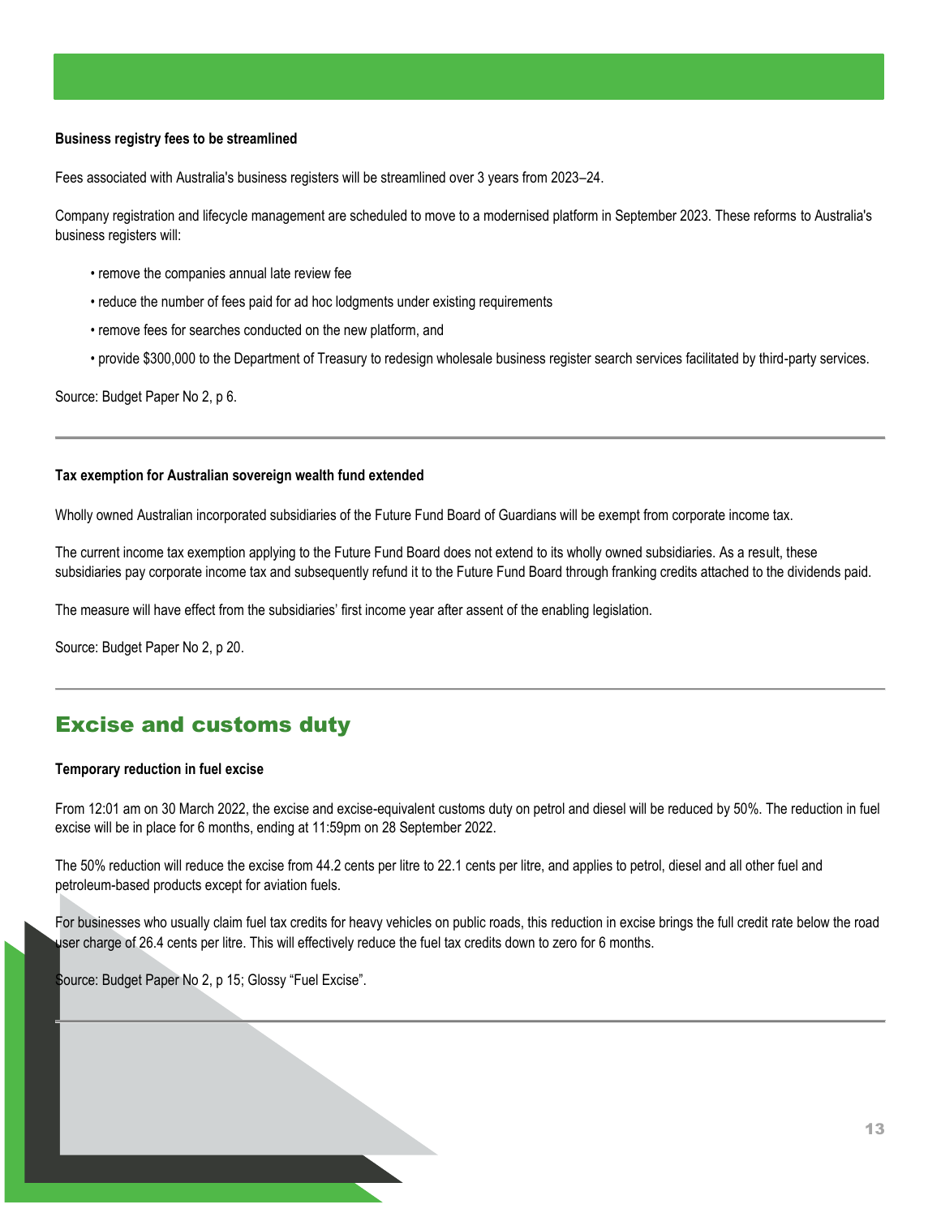**Business registry fees to be streamlined**

Fees associated with Australia's business registers will be streamlined over 3 years from 2023–24.

Company registration and lifecycle management are scheduled to move to a modernised platform in September 2023. These reforms to Australia's business registers will:

- remove the companies annual late review fee
- reduce the number of fees paid for ad hoc lodgments under existing requirements
- remove fees for searches conducted on the new platform, and
- provide $300,000 to the Department of Treasury to redesign wholesale business register search services facilitated by third-party services.

Source: Budget Paper No 2, p 6.

---

**Tax exemption for Australian sovereign wealth fund extended**

Wholly owned Australian incorporated subsidiaries of the Future Fund Board of Guardians will be exempt from corporate income tax.

The current income tax exemption applying to the Future Fund Board does not extend to its wholly owned subsidiaries. As a result, these subsidiaries pay corporate income tax and subsequently refund it to the Future Fund Board through franking credits attached to the dividends paid.

The measure will have effect from the subsidiaries' first income year after assent of the enabling legislation.

Source: Budget Paper No 2, p 20.

---

## Excise and customs duty

**Temporary reduction in fuel excise**

From 12:01 am on 30 March 2022, the excise and excise-equivalent customs duty on petrol and diesel will be reduced by 50%. The reduction in fuel excise will be in place for 6 months, ending at 11:59pm on 28 September 2022.

The 50% reduction will reduce the excise from 44.2 cents per litre to 22.1 cents per litre, and applies to petrol, diesel and all other fuel and petroleum-based products except for aviation fuels.

For businesses who usually claim fuel tax credits for heavy vehicles on public roads, this reduction in excise brings the full credit rate below the road user charge of 26.4 cents per litre. This will effectively reduce the fuel tax credits down to zero for 6 months.

Source: Budget Paper No 2, p 15; Glossy "Fuel Excise".

---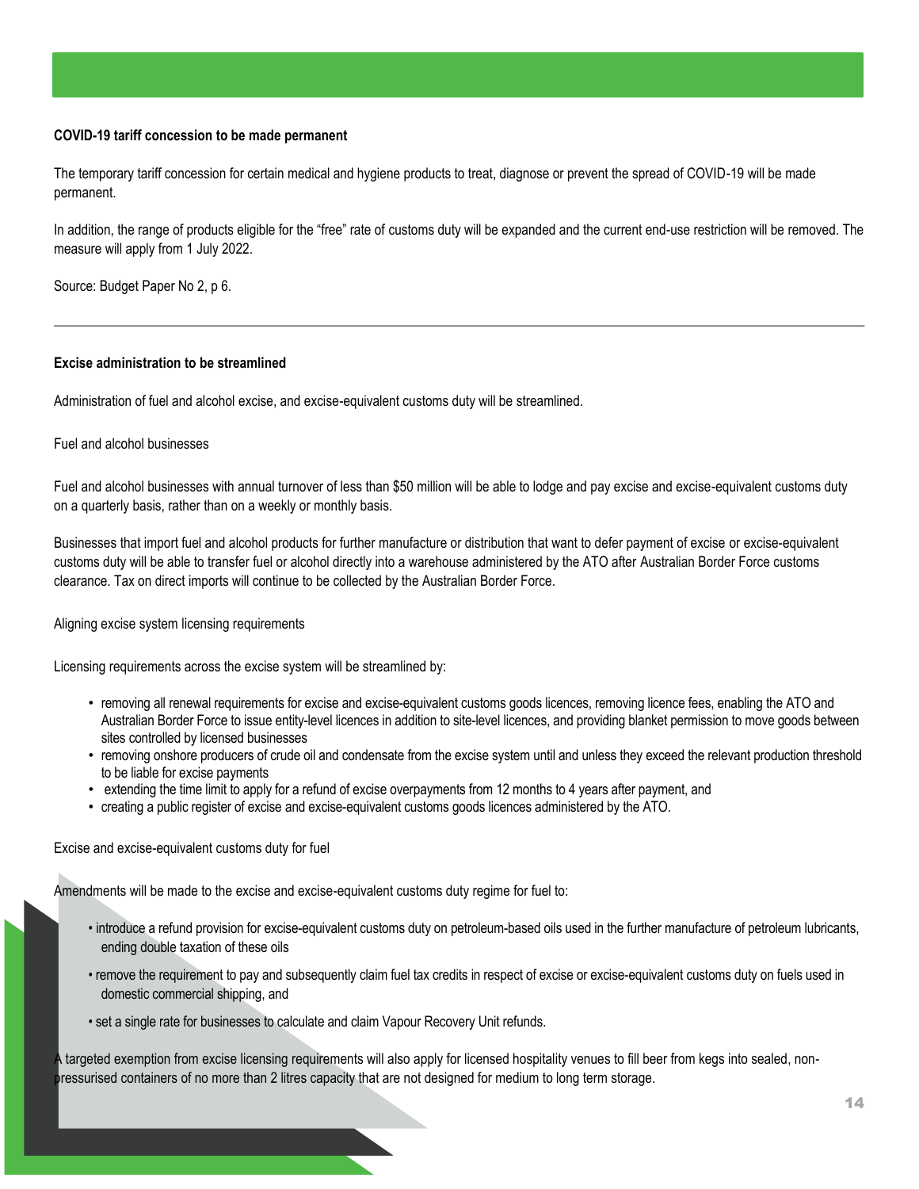**COVID-19 tariff concession to be made permanent**

The temporary tariff concession for certain medical and hygiene products to treat, diagnose or prevent the spread of COVID-19 will be made permanent.

In addition, the range of products eligible for the "free" rate of customs duty will be expanded and the current end-use restriction will be removed. The measure will apply from 1 July 2022.

Source: Budget Paper No 2, p 6.

---

**Excise administration to be streamlined**

Administration of fuel and alcohol excise, and excise-equivalent customs duty will be streamlined.

Fuel and alcohol businesses

Fuel and alcohol businesses with annual turnover of less than $50 million will be able to lodge and pay excise and excise-equivalent customs duty on a quarterly basis, rather than on a weekly or monthly basis.

Businesses that import fuel and alcohol products for further manufacture or distribution that want to defer payment of excise or excise-equivalent customs duty will be able to transfer fuel or alcohol directly into a warehouse administered by the ATO after Australian Border Force customs clearance. Tax on direct imports will continue to be collected by the Australian Border Force.

Aligning excise system licensing requirements

Licensing requirements across the excise system will be streamlined by:

- removing all renewal requirements for excise and excise-equivalent customs goods licences, removing licence fees, enabling the ATO and Australian Border Force to issue entity-level licences in addition to site-level licences, and providing blanket permission to move goods between sites controlled by licensed businesses
- removing onshore producers of crude oil and condensate from the excise system until and unless they exceed the relevant production threshold to be liable for excise payments
- extending the time limit to apply for a refund of excise overpayments from 12 months to 4 years after payment, and
- creating a public register of excise and excise-equivalent customs goods licences administered by the ATO.

Excise and excise-equivalent customs duty for fuel

Amendments will be made to the excise and excise-equivalent customs duty regime for fuel to:

- introduce a refund provision for excise-equivalent customs duty on petroleum-based oils used in the further manufacture of petroleum lubricants, ending double taxation of these oils
- remove the requirement to pay and subsequently claim fuel tax credits in respect of excise or excise-equivalent customs duty on fuels used in domestic commercial shipping, and
- set a single rate for businesses to calculate and claim Vapour Recovery Unit refunds.

A targeted exemption from excise licensing requirements will also apply for licensed hospitality venues to fill beer from kegs into sealed, non-pressurised containers of no more than 2 litres capacity that are not designed for medium to long term storage.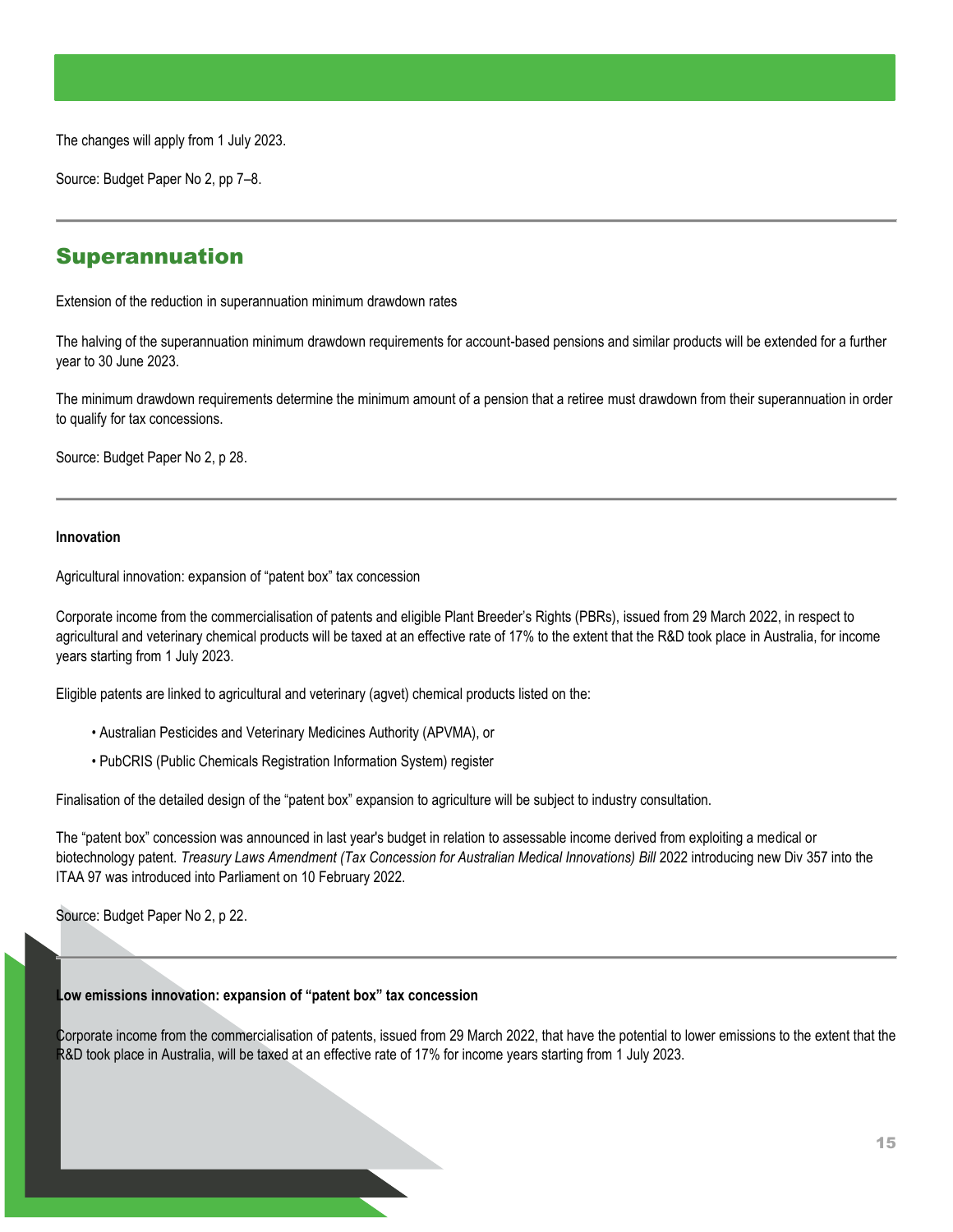The changes will apply from 1 July 2023.

Source: Budget Paper No 2, pp 7–8.

---

## Superannuation

Extension of the reduction in superannuation minimum drawdown rates

The halving of the superannuation minimum drawdown requirements for account-based pensions and similar products will be extended for a further year to 30 June 2023.

The minimum drawdown requirements determine the minimum amount of a pension that a retiree must drawdown from their superannuation in order to qualify for tax concessions.

Source: Budget Paper No 2, p 28.

---

**Innovation**

Agricultural innovation: expansion of "patent box" tax concession

Corporate income from the commercialisation of patents and eligible Plant Breeder's Rights (PBRs), issued from 29 March 2022, in respect to agricultural and veterinary chemical products will be taxed at an effective rate of 17% to the extent that the R&D took place in Australia, for income years starting from 1 July 2023.

Eligible patents are linked to agricultural and veterinary (agvet) chemical products listed on the:

- Australian Pesticides and Veterinary Medicines Authority (APVMA), or
- PubCRIS (Public Chemicals Registration Information System) register

Finalisation of the detailed design of the "patent box" expansion to agriculture will be subject to industry consultation.

The "patent box" concession was announced in last year's budget in relation to assessable income derived from exploiting a medical or biotechnology patent. *Treasury Laws Amendment (Tax Concession for Australian Medical Innovations) Bill* 2022 introducing new Div 357 into the ITAA 97 was introduced into Parliament on 10 February 2022.

Source: Budget Paper No 2, p 22.

---

**Low emissions innovation: expansion of "patent box" tax concession**

Corporate income from the commercialisation of patents, issued from 29 March 2022, that have the potential to lower emissions to the extent that the R&D took place in Australia, will be taxed at an effective rate of 17% for income years starting from 1 July 2023.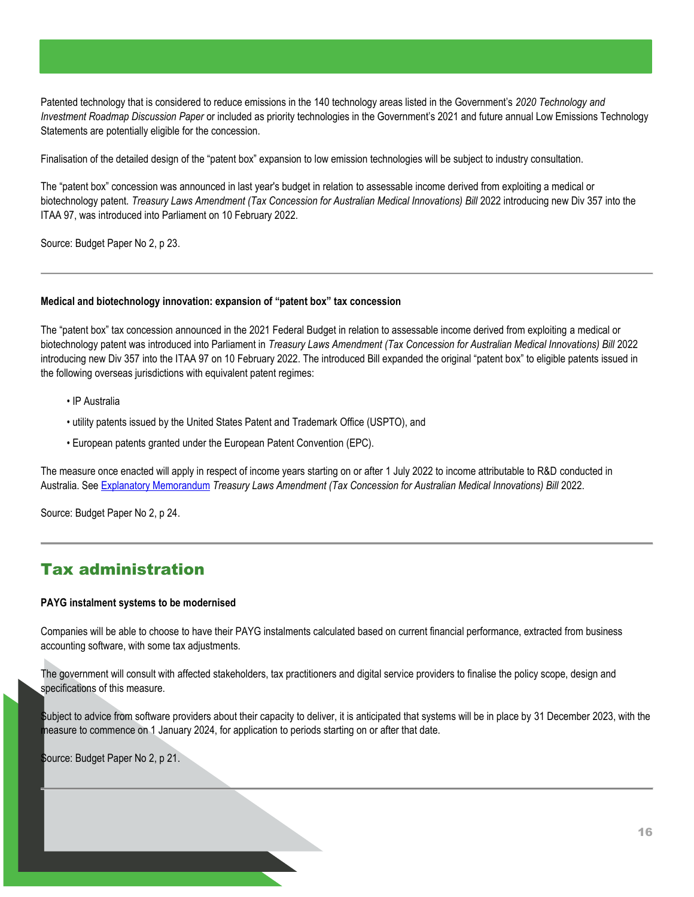Patented technology that is considered to reduce emissions in the 140 technology areas listed in the Government's *2020 Technology and Investment Roadmap Discussion Paper* or included as priority technologies in the Government's 2021 and future annual Low Emissions Technology Statements are potentially eligible for the concession.

Finalisation of the detailed design of the "patent box" expansion to low emission technologies will be subject to industry consultation.

The "patent box" concession was announced in last year's budget in relation to assessable income derived from exploiting a medical or biotechnology patent. *Treasury Laws Amendment (Tax Concession for Australian Medical Innovations) Bill* 2022 introducing new Div 357 into the ITAA 97, was introduced into Parliament on 10 February 2022.

Source: Budget Paper No 2, p 23.

---

**Medical and biotechnology innovation: expansion of "patent box" tax concession**

The "patent box" tax concession announced in the 2021 Federal Budget in relation to assessable income derived from exploiting a medical or biotechnology patent was introduced into Parliament in *Treasury Laws Amendment (Tax Concession for Australian Medical Innovations) Bill* 2022 introducing new Div 357 into the ITAA 97 on 10 February 2022. The introduced Bill expanded the original "patent box" to eligible patents issued in the following overseas jurisdictions with equivalent patent regimes:

- IP Australia
- utility patents issued by the United States Patent and Trademark Office (USPTO), and
- European patents granted under the European Patent Convention (EPC).

The measure once enacted will apply in respect of income years starting on or after 1 July 2022 to income attributable to R&D conducted in Australia. See Explanatory Memorandum *Treasury Laws Amendment (Tax Concession for Australian Medical Innovations) Bill* 2022.

Source: Budget Paper No 2, p 24.

---

## Tax administration

**PAYG instalment systems to be modernised**

Companies will be able to choose to have their PAYG instalments calculated based on current financial performance, extracted from business accounting software, with some tax adjustments.

The government will consult with affected stakeholders, tax practitioners and digital service providers to finalise the policy scope, design and specifications of this measure.

Subject to advice from software providers about their capacity to deliver, it is anticipated that systems will be in place by 31 December 2023, with the measure to commence on 1 January 2024, for application to periods starting on or after that date.

Source: Budget Paper No 2, p 21.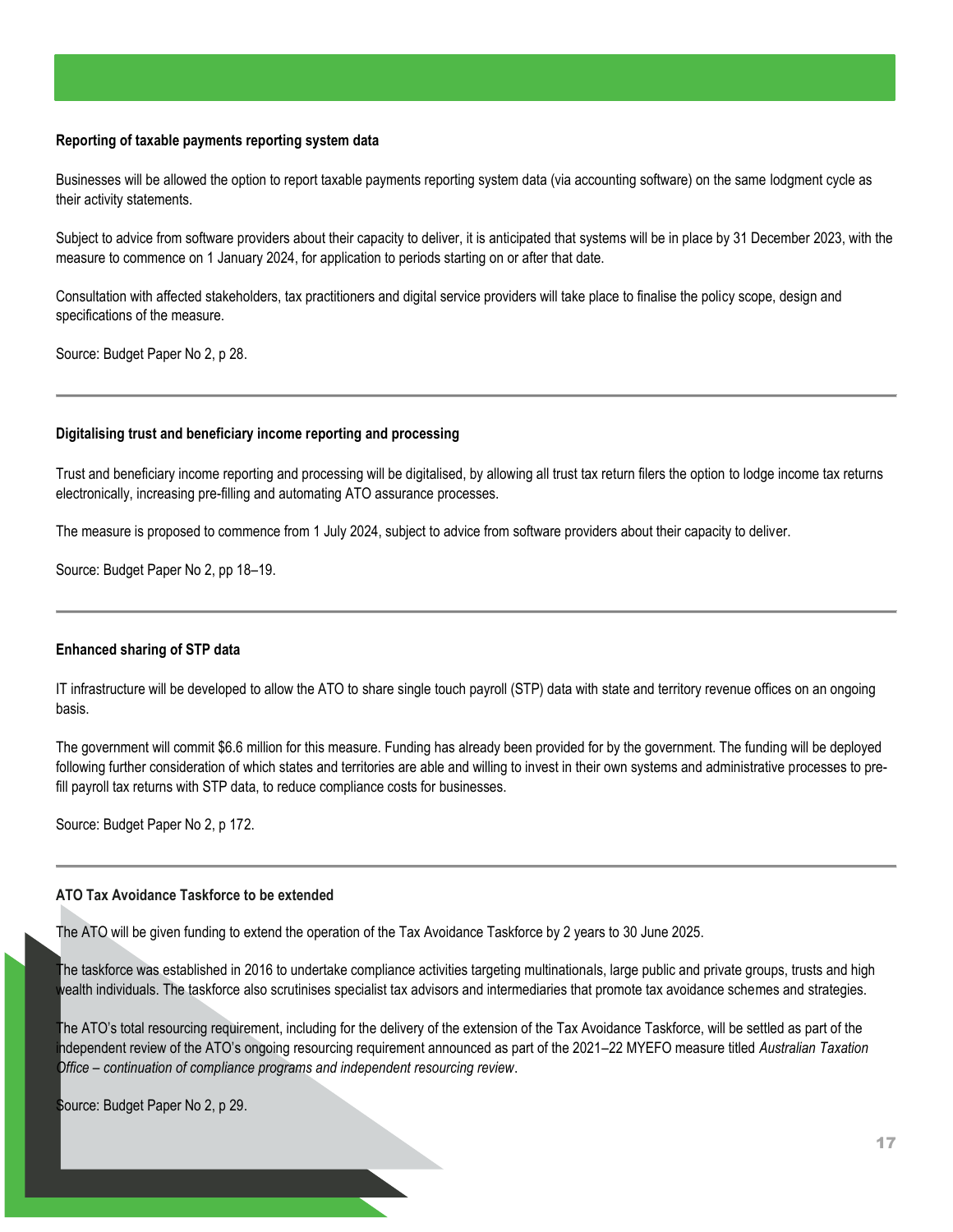### Reporting of taxable payments reporting system data

Businesses will be allowed the option to report taxable payments reporting system data (via accounting software) on the same lodgment cycle as their activity statements.

Subject to advice from software providers about their capacity to deliver, it is anticipated that systems will be in place by 31 December 2023, with the measure to commence on 1 January 2024, for application to periods starting on or after that date.

Consultation with affected stakeholders, tax practitioners and digital service providers will take place to finalise the policy scope, design and specifications of the measure.

Source: Budget Paper No 2, p 28.

---

### Digitalising trust and beneficiary income reporting and processing

Trust and beneficiary income reporting and processing will be digitalised, by allowing all trust tax return filers the option to lodge income tax returns electronically, increasing pre-filling and automating ATO assurance processes.

The measure is proposed to commence from 1 July 2024, subject to advice from software providers about their capacity to deliver.

Source: Budget Paper No 2, pp 18–19.

---

### Enhanced sharing of STP data

IT infrastructure will be developed to allow the ATO to share single touch payroll (STP) data with state and territory revenue offices on an ongoing basis.

The government will commit $6.6 million for this measure. Funding has already been provided for by the government. The funding will be deployed following further consideration of which states and territories are able and willing to invest in their own systems and administrative processes to pre-fill payroll tax returns with STP data, to reduce compliance costs for businesses.

Source: Budget Paper No 2, p 172.

---

### ATO Tax Avoidance Taskforce to be extended

The ATO will be given funding to extend the operation of the Tax Avoidance Taskforce by 2 years to 30 June 2025.

The taskforce was established in 2016 to undertake compliance activities targeting multinationals, large public and private groups, trusts and high wealth individuals. The taskforce also scrutinises specialist tax advisors and intermediaries that promote tax avoidance schemes and strategies.

The ATO's total resourcing requirement, including for the delivery of the extension of the Tax Avoidance Taskforce, will be settled as part of the independent review of the ATO's ongoing resourcing requirement announced as part of the 2021–22 MYEFO measure titled *Australian Taxation Office – continuation of compliance programs and independent resourcing review*.

Source: Budget Paper No 2, p 29.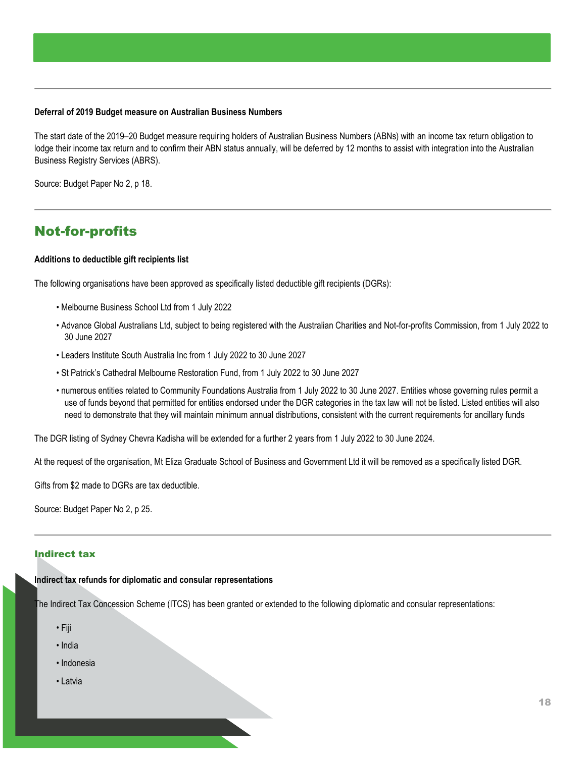**Deferral of 2019 Budget measure on Australian Business Numbers**

The start date of the 2019–20 Budget measure requiring holders of Australian Business Numbers (ABNs) with an income tax return obligation to lodge their income tax return and to confirm their ABN status annually, will be deferred by 12 months to assist with integration into the Australian Business Registry Services (ABRS).

Source: Budget Paper No 2, p 18.

## Not-for-profits

**Additions to deductible gift recipients list**

The following organisations have been approved as specifically listed deductible gift recipients (DGRs):

- Melbourne Business School Ltd from 1 July 2022
- Advance Global Australians Ltd, subject to being registered with the Australian Charities and Not-for-profits Commission, from 1 July 2022 to 30 June 2027
- Leaders Institute South Australia Inc from 1 July 2022 to 30 June 2027
- St Patrick's Cathedral Melbourne Restoration Fund, from 1 July 2022 to 30 June 2027
- numerous entities related to Community Foundations Australia from 1 July 2022 to 30 June 2027. Entities whose governing rules permit a use of funds beyond that permitted for entities endorsed under the DGR categories in the tax law will not be listed. Listed entities will also need to demonstrate that they will maintain minimum annual distributions, consistent with the current requirements for ancillary funds

The DGR listing of Sydney Chevra Kadisha will be extended for a further 2 years from 1 July 2022 to 30 June 2024.

At the request of the organisation, Mt Eliza Graduate School of Business and Government Ltd it will be removed as a specifically listed DGR.

Gifts from $2 made to DGRs are tax deductible.

Source: Budget Paper No 2, p 25.

### Indirect tax

**Indirect tax refunds for diplomatic and consular representations**

The Indirect Tax Concession Scheme (ITCS) has been granted or extended to the following diplomatic and consular representations:

- Fiji
- India
- Indonesia
- Latvia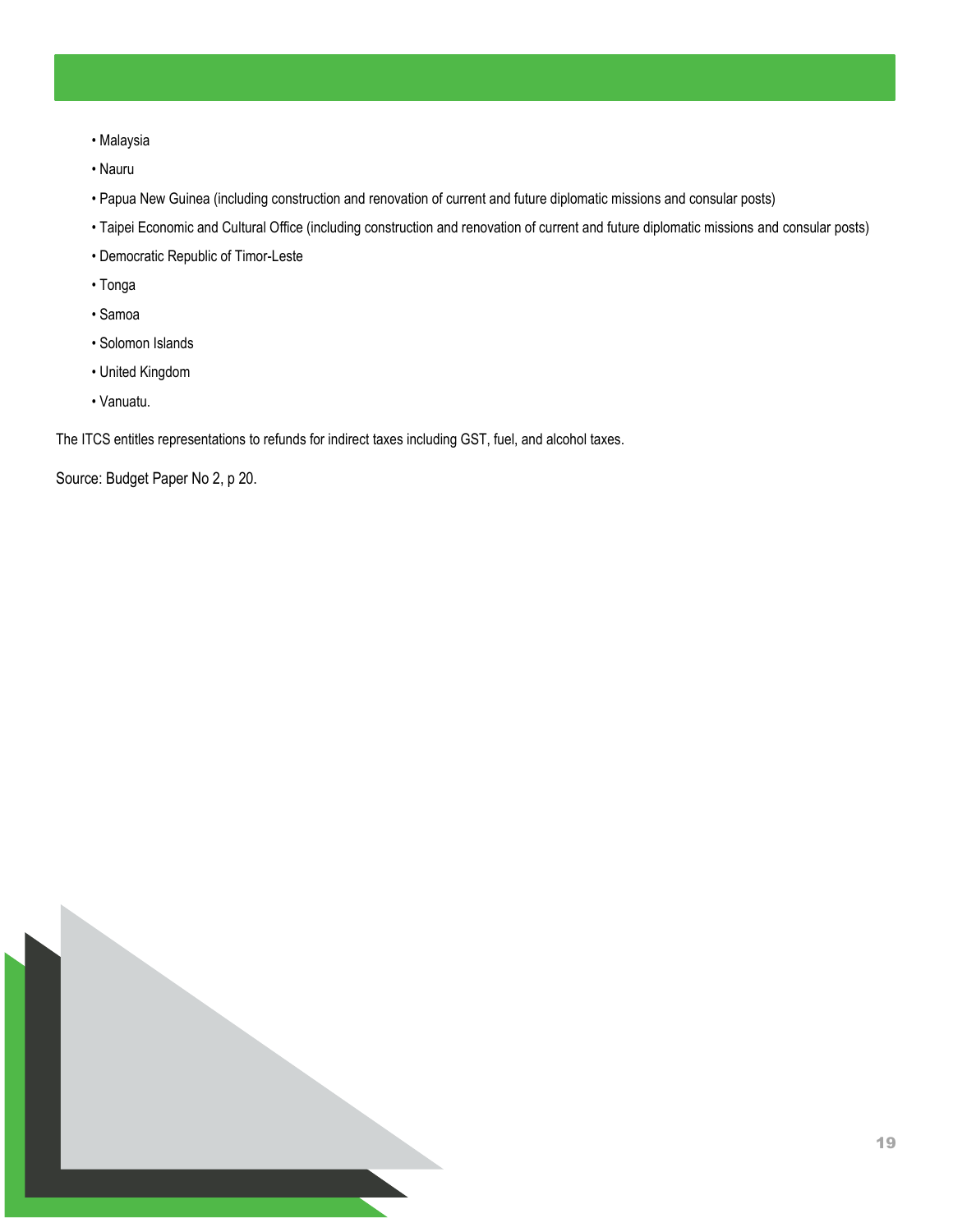- Malaysia
- Nauru
- Papua New Guinea (including construction and renovation of current and future diplomatic missions and consular posts)
- Taipei Economic and Cultural Office (including construction and renovation of current and future diplomatic missions and consular posts)
- Democratic Republic of Timor-Leste
- Tonga
- Samoa
- Solomon Islands
- United Kingdom
- Vanuatu.

The ITCS entitles representations to refunds for indirect taxes including GST, fuel, and alcohol taxes.

Source: Budget Paper No 2, p 20.